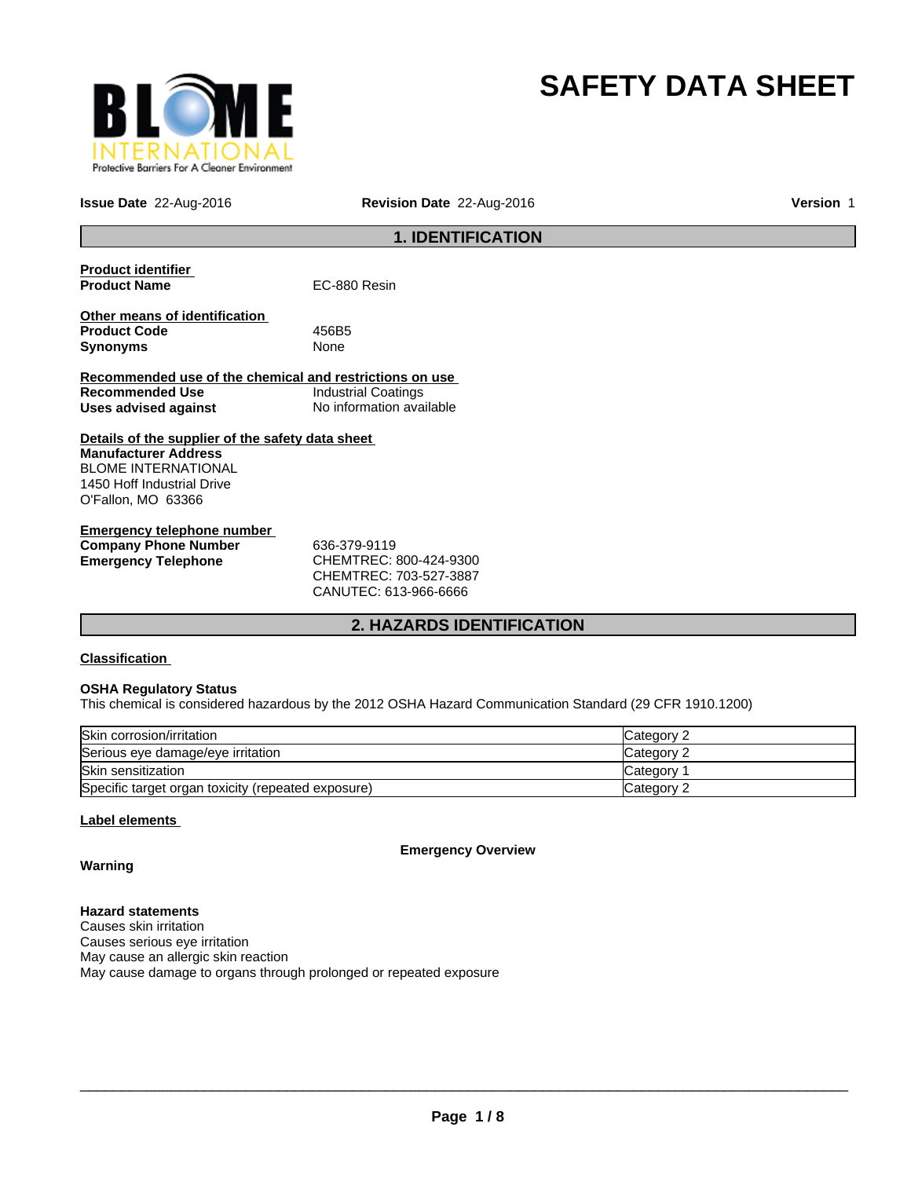# SAFETY DATA SHEET

**Issue Date** 22-Aug-2016 **Revision Date** 22-Aug-2016 **Version** 1

## 1. IDENTIFICATION

**Product identifier**

**Product Name** EC-880 Resin

**Other means of identification**

**Product Code** 456B5

**Synonyms** None

**Recommended use of the chemical and restrictions on use**

**Recommended Use** Industrial Coatings

**Uses advised against** No information available

**Details of the supplier of the safety data sheet**

**Manufacturer Address**
BLOME INTERNATIONAL
1450 Hoff Industrial Drive
O'Fallon, MO 63366

**Emergency telephone number**

**Company Phone Number** 636-379-9119

**Emergency Telephone** CHEMTREC: 800-424-9300
CHEMTREC: 703-527-3887
CANUTEC: 613-966-6666

## 2. HAZARDS IDENTIFICATION

**Classification**

**OSHA Regulatory Status**
This chemical is considered hazardous by the 2012 OSHA Hazard Communication Standard (29 CFR 1910.1200)

| | |
|---|---|
| Skin corrosion/irritation | Category 2 |
| Serious eye damage/eye irritation | Category 2 |
| Skin sensitization | Category 1 |
| Specific target organ toxicity (repeated exposure) | Category 2 |

**Label elements**

**Emergency Overview**

**Warning**

**Hazard statements**
Causes skin irritation
Causes serious eye irritation
May cause an allergic skin reaction
May cause damage to organs through prolonged or repeated exposure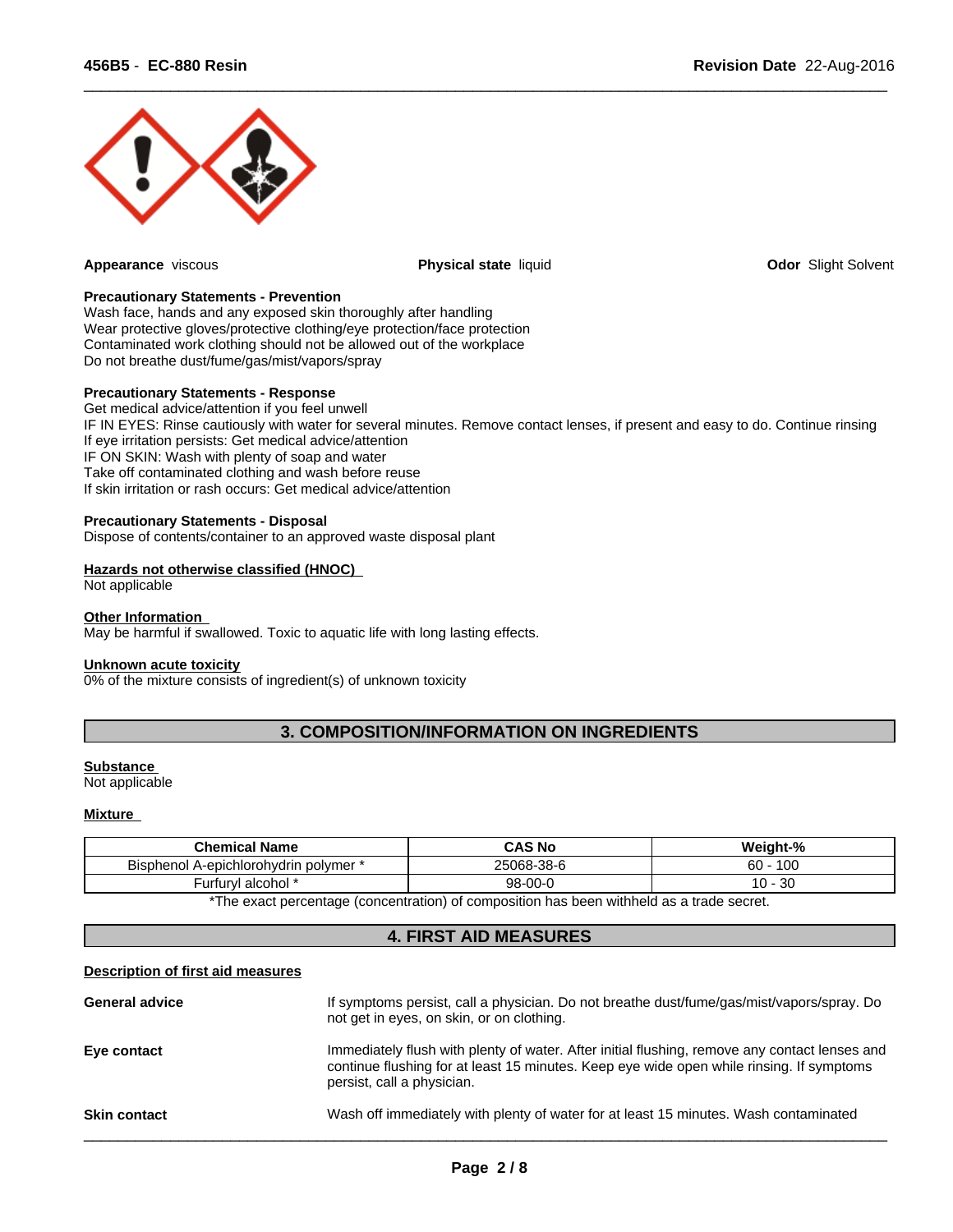**Appearance** viscous **Physical state** liquid **Odor** Slight Solvent

**Precautionary Statements - Prevention**
Wash face, hands and any exposed skin thoroughly after handling
Wear protective gloves/protective clothing/eye protection/face protection
Contaminated work clothing should not be allowed out of the workplace
Do not breathe dust/fume/gas/mist/vapors/spray

**Precautionary Statements - Response**
Get medical advice/attention if you feel unwell
IF IN EYES: Rinse cautiously with water for several minutes. Remove contact lenses, if present and easy to do. Continue rinsing
If eye irritation persists: Get medical advice/attention
IF ON SKIN: Wash with plenty of soap and water
Take off contaminated clothing and wash before reuse
If skin irritation or rash occurs: Get medical advice/attention

**Precautionary Statements - Disposal**
Dispose of contents/container to an approved waste disposal plant

**Hazards not otherwise classified (HNOC)**
Not applicable

**Other Information**
May be harmful if swallowed. Toxic to aquatic life with long lasting effects.

**Unknown acute toxicity**
0% of the mixture consists of ingredient(s) of unknown toxicity

## 3. COMPOSITION/INFORMATION ON INGREDIENTS

**Substance**
Not applicable

**Mixture**

| Chemical Name | CAS No | Weight-% |
|---|---|---|
| Bisphenol A-epichlorohydrin polymer * | 25068-38-6 | 60 - 100 |
| Furfuryl alcohol * | 98-00-0 | 10 - 30 |

*The exact percentage (concentration) of composition has been withheld as a trade secret.

## 4. FIRST AID MEASURES

**Description of first aid measures**

**General advice** If symptoms persist, call a physician. Do not breathe dust/fume/gas/mist/vapors/spray. Do not get in eyes, on skin, or on clothing.

**Eye contact** Immediately flush with plenty of water. After initial flushing, remove any contact lenses and continue flushing for at least 15 minutes. Keep eye wide open while rinsing. If symptoms persist, call a physician.

**Skin contact** Wash off immediately with plenty of water for at least 15 minutes. Wash contaminated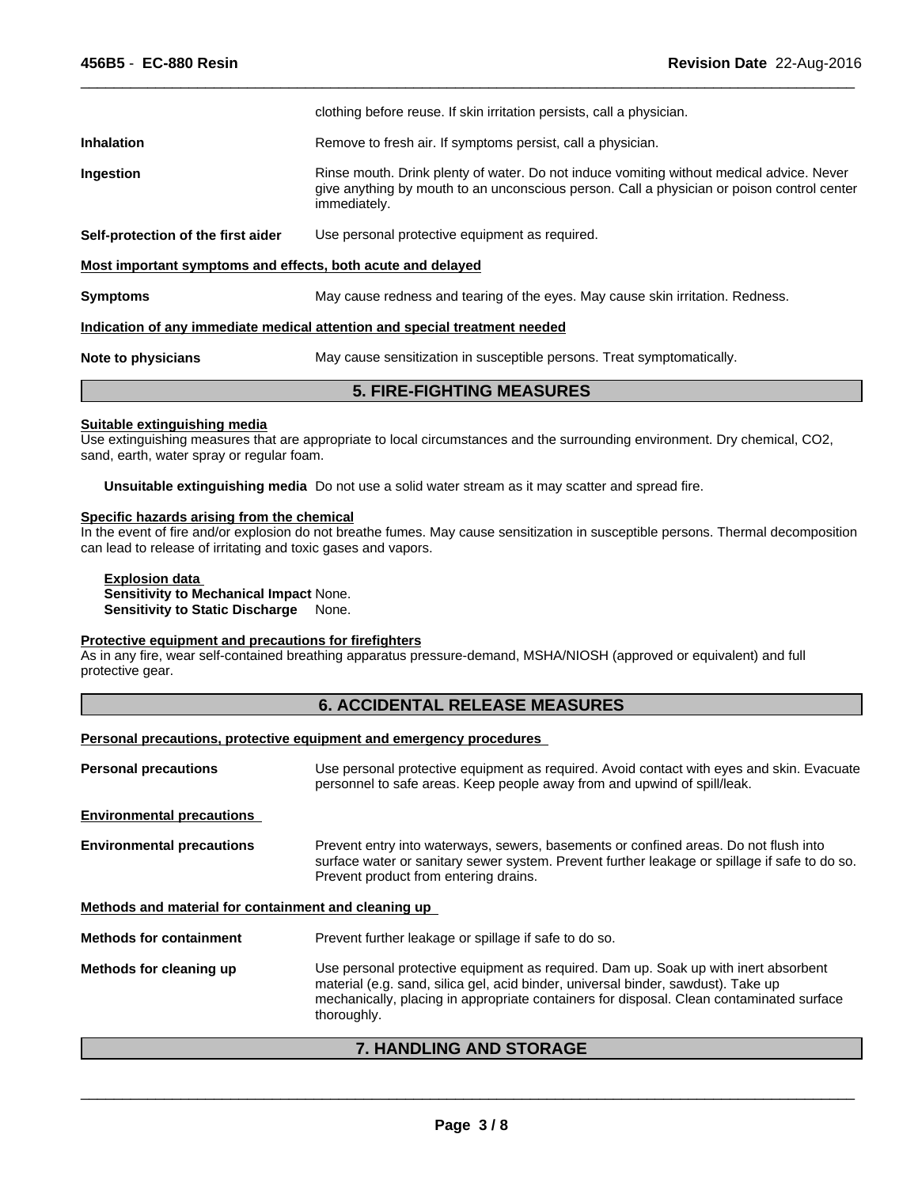clothing before reuse. If skin irritation persists, call a physician.

**Inhalation** Remove to fresh air. If symptoms persist, call a physician.

**Ingestion** Rinse mouth. Drink plenty of water. Do not induce vomiting without medical advice. Never give anything by mouth to an unconscious person. Call a physician or poison control center immediately.

**Self-protection of the first aider** Use personal protective equipment as required.

**Most important symptoms and effects, both acute and delayed**

**Symptoms** May cause redness and tearing of the eyes. May cause skin irritation. Redness.

**Indication of any immediate medical attention and special treatment needed**

**Note to physicians** May cause sensitization in susceptible persons. Treat symptomatically.

## 5. FIRE-FIGHTING MEASURES

**Suitable extinguishing media**

Use extinguishing measures that are appropriate to local circumstances and the surrounding environment. Dry chemical, $CO_2$, sand, earth, water spray or regular foam.

**Unsuitable extinguishing media** Do not use a solid water stream as it may scatter and spread fire.

**Specific hazards arising from the chemical**

In the event of fire and/or explosion do not breathe fumes. May cause sensitization in susceptible persons. Thermal decomposition can lead to release of irritating and toxic gases and vapors.

**Explosion data**

**Sensitivity to Mechanical Impact** None.

**Sensitivity to Static Discharge** None.

**Protective equipment and precautions for firefighters**

As in any fire, wear self-contained breathing apparatus pressure-demand, MSHA/NIOSH (approved or equivalent) and full protective gear.

## 6. ACCIDENTAL RELEASE MEASURES

**Personal precautions, protective equipment and emergency procedures**

**Personal precautions** Use personal protective equipment as required. Avoid contact with eyes and skin. Evacuate personnel to safe areas. Keep people away from and upwind of spill/leak.

**Environmental precautions**

**Environmental precautions** Prevent entry into waterways, sewers, basements or confined areas. Do not flush into surface water or sanitary sewer system. Prevent further leakage or spillage if safe to do so. Prevent product from entering drains.

**Methods and material for containment and cleaning up**

**Methods for containment** Prevent further leakage or spillage if safe to do so.

**Methods for cleaning up** Use personal protective equipment as required. Dam up. Soak up with inert absorbent material (e.g. sand, silica gel, acid binder, universal binder, sawdust). Take up mechanically, placing in appropriate containers for disposal. Clean contaminated surface thoroughly.

## 7. HANDLING AND STORAGE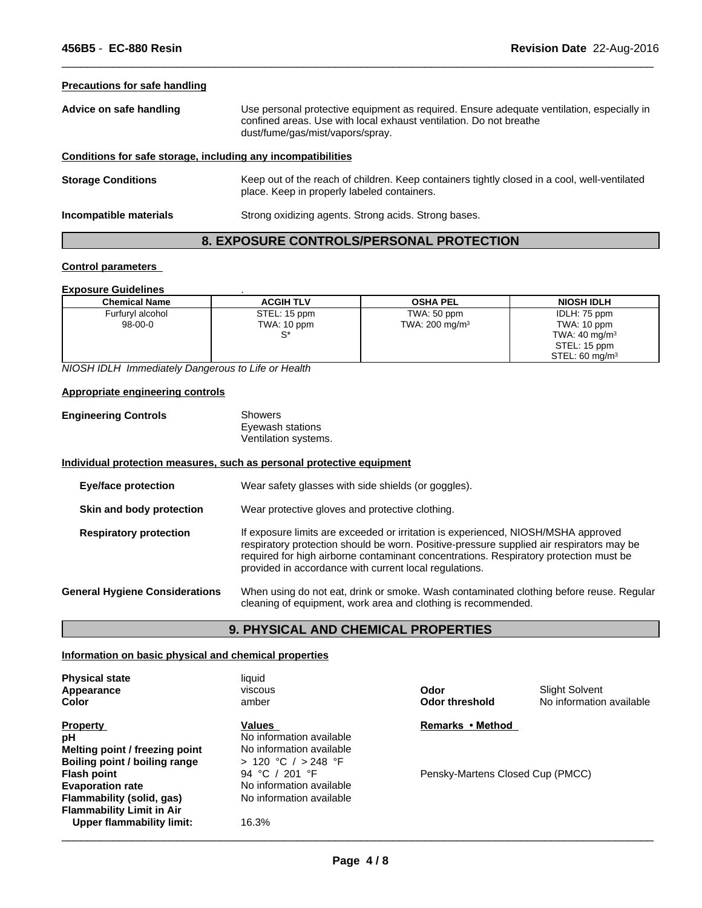#### Precautions for safe handling

**Advice on safe handling** Use personal protective equipment as required. Ensure adequate ventilation, especially in confined areas. Use with local exhaust ventilation. Do not breathe dust/fume/gas/mist/vapors/spray.

#### Conditions for safe storage, including any incompatibilities

**Storage Conditions** Keep out of the reach of children. Keep containers tightly closed in a cool, well-ventilated place. Keep in properly labeled containers.

**Incompatible materials** Strong oxidizing agents. Strong acids. Strong bases.

## 8. EXPOSURE CONTROLS/PERSONAL PROTECTION

#### Control parameters

**Exposure Guidelines** .

| Chemical Name | ACGIH TLV | OSHA PEL | NIOSH IDLH |
|---|---|---|---|
| Furfuryl alcohol<br>98-00-0 | STEL: 15 ppm<br>TWA: 10 ppm<br>S* | TWA: 50 ppm<br>TWA: 200 mg/m³ | IDLH: 75 ppm<br>TWA: 10 ppm<br>TWA: 40 mg/m³<br>STEL: 15 ppm<br>STEL: 60 mg/m³ |

*NIOSH IDLH Immediately Dangerous to Life or Health*

#### Appropriate engineering controls

**Engineering Controls** Showers
Eyewash stations
Ventilation systems.

#### Individual protection measures, such as personal protective equipment

**Eye/face protection** Wear safety glasses with side shields (or goggles).

**Skin and body protection** Wear protective gloves and protective clothing.

**Respiratory protection** If exposure limits are exceeded or irritation is experienced, NIOSH/MSHA approved respiratory protection should be worn. Positive-pressure supplied air respirators may be required for high airborne contaminant concentrations. Respiratory protection must be provided in accordance with current local regulations.

**General Hygiene Considerations** When using do not eat, drink or smoke. Wash contaminated clothing before reuse. Regular cleaning of equipment, work area and clothing is recommended.

## 9. PHYSICAL AND CHEMICAL PROPERTIES

#### Information on basic physical and chemical properties

**Physical state** liquid
**Appearance** viscous
**Color** amber

**Odor** Slight Solvent
**Odor threshold** No information available

| Property | Values | Remarks • Method |
|---|---|---|
| **pH** | No information available | |
| **Melting point / freezing point** | No information available | |
| **Boiling point / boiling range** | > 120 °C / > 248 °F | |
| **Flash point** | 94 °C / 201 °F | Pensky-Martens Closed Cup (PMCC) |
| **Evaporation rate** | No information available | |
| **Flammability (solid, gas)** | No information available | |
| **Flammability Limit in Air** | | |
| **Upper flammability limit:** | 16.3% | |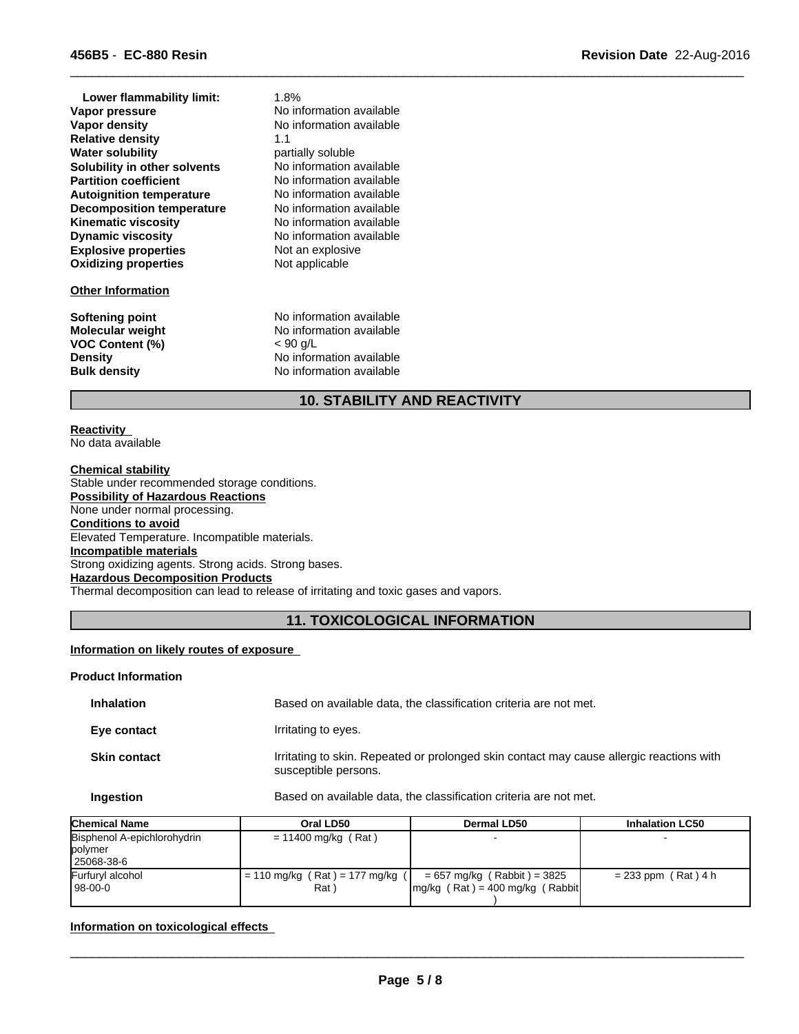| | |
|---|---|
| **Lower flammability limit:** | 1.8% |
| **Vapor pressure** | No information available |
| **Vapor density** | No information available |
| **Relative density** | 1.1 |
| **Water solubility** | partially soluble |
| **Solubility in other solvents** | No information available |
| **Partition coefficient** | No information available |
| **Autoignition temperature** | No information available |
| **Decomposition temperature** | No information available |
| **Kinematic viscosity** | No information available |
| **Dynamic viscosity** | No information available |
| **Explosive properties** | Not an explosive |
| **Oxidizing properties** | Not applicable |

**Other Information**

| | |
|---|---|
| **Softening point** | No information available |
| **Molecular weight** | No information available |
| **VOC Content (%)** | < 90 g/L |
| **Density** | No information available |
| **Bulk density** | No information available |

## 10. STABILITY AND REACTIVITY

**Reactivity**
No data available

**Chemical stability**
Stable under recommended storage conditions.

**Possibility of Hazardous Reactions**
None under normal processing.

**Conditions to avoid**
Elevated Temperature. Incompatible materials.

**Incompatible materials**
Strong oxidizing agents. Strong acids. Strong bases.

**Hazardous Decomposition Products**
Thermal decomposition can lead to release of irritating and toxic gases and vapors.

## 11. TOXICOLOGICAL INFORMATION

**Information on likely routes of exposure**

**Product Information**

| | |
|---|---|
| **Inhalation** | Based on available data, the classification criteria are not met. |
| **Eye contact** | Irritating to eyes. |
| **Skin contact** | Irritating to skin. Repeated or prolonged skin contact may cause allergic reactions with susceptible persons. |
| **Ingestion** | Based on available data, the classification criteria are not met. |

| Chemical Name | Oral LD50 | Dermal LD50 | Inhalation LC50 |
|---|---|---|---|
| Bisphenol A-epichlorohydrin polymer 25068-38-6 | = 11400 mg/kg ( Rat ) | - | - |
| Furfuryl alcohol 98-00-0 | = 110 mg/kg ( Rat ) = 177 mg/kg ( Rat ) | = 657 mg/kg ( Rabbit ) = 3825 mg/kg ( Rat ) = 400 mg/kg ( Rabbit ) | = 233 ppm ( Rat ) 4 h |

**Information on toxicological effects**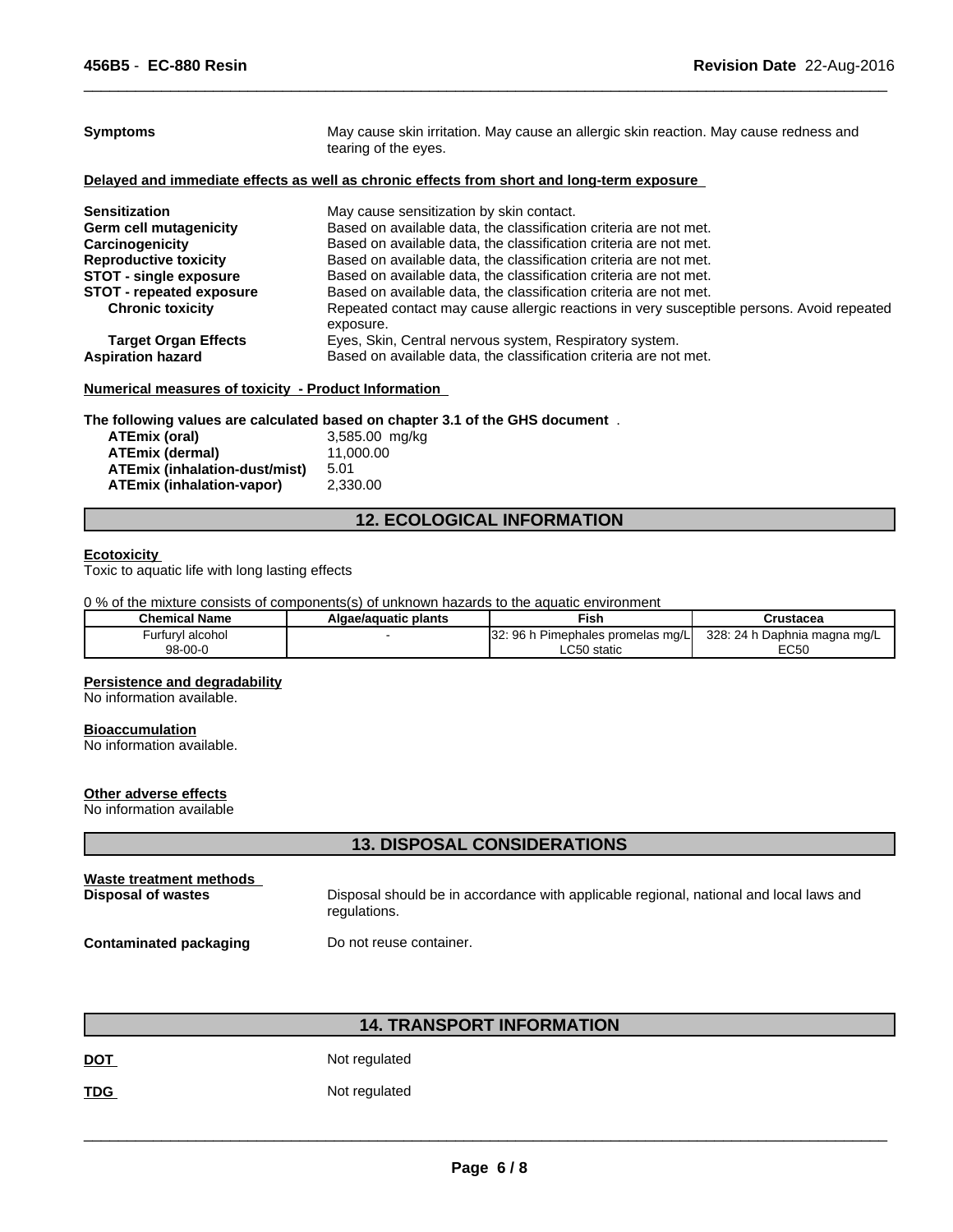**Symptoms** May cause skin irritation. May cause an allergic skin reaction. May cause redness and tearing of the eyes.

**Delayed and immediate effects as well as chronic effects from short and long-term exposure**

**Sensitization** May cause sensitization by skin contact.
**Germ cell mutagenicity** Based on available data, the classification criteria are not met.
**Carcinogenicity** Based on available data, the classification criteria are not met.
**Reproductive toxicity** Based on available data, the classification criteria are not met.
**STOT - single exposure** Based on available data, the classification criteria are not met.
**STOT - repeated exposure** Based on available data, the classification criteria are not met.
**Chronic toxicity** Repeated contact may cause allergic reactions in very susceptible persons. Avoid repeated exposure.
**Target Organ Effects** Eyes, Skin, Central nervous system, Respiratory system.
**Aspiration hazard** Based on available data, the classification criteria are not met.

**Numerical measures of toxicity - Product Information**

**The following values are calculated based on chapter 3.1 of the GHS document** .

**ATEmix (oral)** 3,585.00 mg/kg
**ATEmix (dermal)** 11,000.00
**ATEmix (inhalation-dust/mist)** 5.01
**ATEmix (inhalation-vapor)** 2,330.00

## 12. ECOLOGICAL INFORMATION

**Ecotoxicity**
Toxic to aquatic life with long lasting effects

0 % of the mixture consists of components(s) of unknown hazards to the aquatic environment

| Chemical Name | Algae/aquatic plants | Fish | Crustacea |
|---|---|---|---|
| Furfuryl alcohol 98-00-0 | - | 32: 96 h Pimephales promelas mg/L LC50 static | 328: 24 h Daphnia magna mg/L EC50 |

**Persistence and degradability**
No information available.

**Bioaccumulation**
No information available.

**Other adverse effects**
No information available

## 13. DISPOSAL CONSIDERATIONS

**Waste treatment methods**
**Disposal of wastes** Disposal should be in accordance with applicable regional, national and local laws and regulations.

**Contaminated packaging** Do not reuse container.

## 14. TRANSPORT INFORMATION

**DOT** Not regulated

**TDG** Not regulated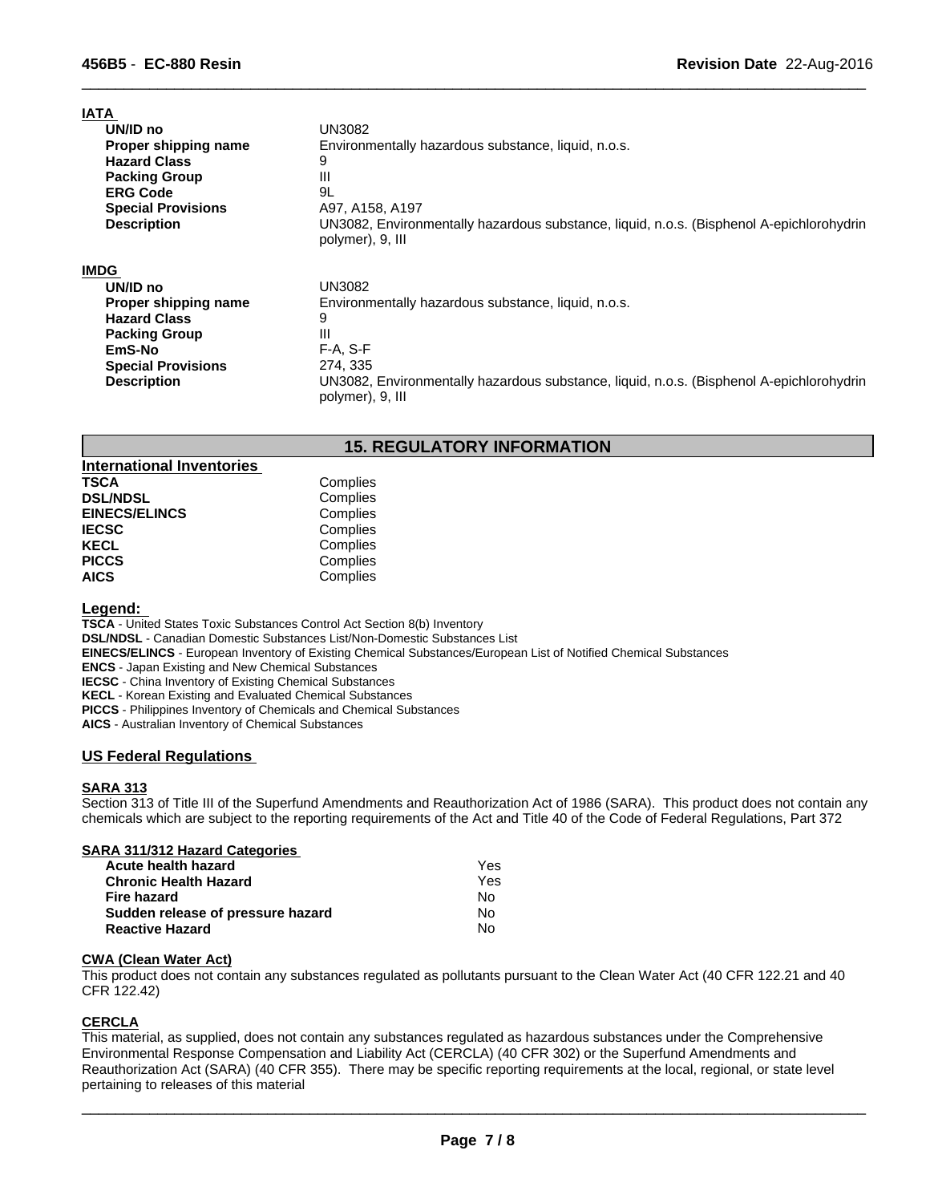**IATA**

| | |
|---|---|
| **UN/ID no** | UN3082 |
| **Proper shipping name** | Environmentally hazardous substance, liquid, n.o.s. |
| **Hazard Class** | 9 |
| **Packing Group** | III |
| **ERG Code** | 9L |
| **Special Provisions** | A97, A158, A197 |
| **Description** | UN3082, Environmentally hazardous substance, liquid, n.o.s. (Bisphenol A-epichlorohydrin polymer), 9, III |

**IMDG**

| | |
|---|---|
| **UN/ID no** | UN3082 |
| **Proper shipping name** | Environmentally hazardous substance, liquid, n.o.s. |
| **Hazard Class** | 9 |
| **Packing Group** | III |
| **EmS-No** | F-A, S-F |
| **Special Provisions** | 274, 335 |
| **Description** | UN3082, Environmentally hazardous substance, liquid, n.o.s. (Bisphenol A-epichlorohydrin polymer), 9, III |

## 15. REGULATORY INFORMATION

**International Inventories**

| | |
|---|---|
| **TSCA** | Complies |
| **DSL/NDSL** | Complies |
| **EINECS/ELINCS** | Complies |
| **IECSC** | Complies |
| **KECL** | Complies |
| **PICCS** | Complies |
| **AICS** | Complies |

**Legend:**

**TSCA** - United States Toxic Substances Control Act Section 8(b) Inventory
**DSL/NDSL** - Canadian Domestic Substances List/Non-Domestic Substances List
**EINECS/ELINCS** - European Inventory of Existing Chemical Substances/European List of Notified Chemical Substances
**ENCS** - Japan Existing and New Chemical Substances
**IECSC** - China Inventory of Existing Chemical Substances
**KECL** - Korean Existing and Evaluated Chemical Substances
**PICCS** - Philippines Inventory of Chemicals and Chemical Substances
**AICS** - Australian Inventory of Chemical Substances

### US Federal Regulations

**SARA 313**

Section 313 of Title III of the Superfund Amendments and Reauthorization Act of 1986 (SARA). This product does not contain any chemicals which are subject to the reporting requirements of the Act and Title 40 of the Code of Federal Regulations, Part 372

**SARA 311/312 Hazard Categories**

| | |
|---|---|
| **Acute health hazard** | Yes |
| **Chronic Health Hazard** | Yes |
| **Fire hazard** | No |
| **Sudden release of pressure hazard** | No |
| **Reactive Hazard** | No |

**CWA (Clean Water Act)**

This product does not contain any substances regulated as pollutants pursuant to the Clean Water Act (40 CFR 122.21 and 40 CFR 122.42)

**CERCLA**

This material, as supplied, does not contain any substances regulated as hazardous substances under the Comprehensive Environmental Response Compensation and Liability Act (CERCLA) (40 CFR 302) or the Superfund Amendments and Reauthorization Act (SARA) (40 CFR 355). There may be specific reporting requirements at the local, regional, or state level pertaining to releases of this material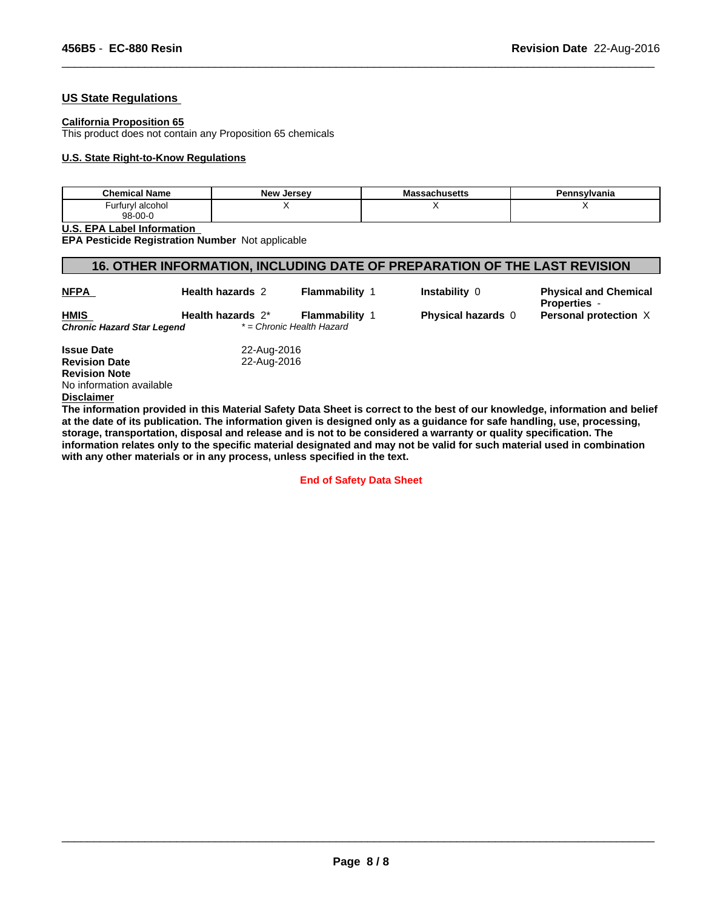## US State Regulations

**California Proposition 65**

This product does not contain any Proposition 65 chemicals

**U.S. State Right-to-Know Regulations**

| Chemical Name | New Jersey | Massachusetts | Pennsylvania |
|---|---|---|---|
| Furfuryl alcohol<br>98-00-0 | X | X | X |

**U.S. EPA Label Information**

**EPA Pesticide Registration Number** Not applicable

## 16. OTHER INFORMATION, INCLUDING DATE OF PREPARATION OF THE LAST REVISION

| | | | | |
|---|---|---|---|---|
| **NFPA** | **Health hazards** 2 | **Flammability** 1 | **Instability** 0 | **Physical and Chemical Properties** - |
| **HMIS** | **Health hazards** 2* | **Flammability** 1 | **Physical hazards** 0 | **Personal protection** X |

***Chronic Hazard Star Legend*** *\* = Chronic Health Hazard*

**Issue Date** 22-Aug-2016

**Revision Date** 22-Aug-2016

**Revision Note**

No information available

**Disclaimer**

**The information provided in this Material Safety Data Sheet is correct to the best of our knowledge, information and belief at the date of its publication. The information given is designed only as a guidance for safe handling, use, processing, storage, transportation, disposal and release and is not to be considered a warranty or quality specification. The information relates only to the specific material designated and may not be valid for such material used in combination with any other materials or in any process, unless specified in the text.**

**End of Safety Data Sheet**